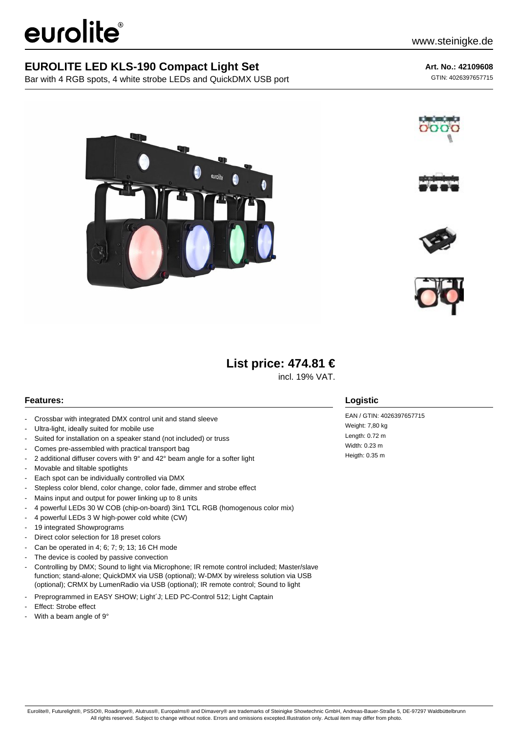# EUROLITE LED KLS-190 Compact Light Set

Bar with 4 RGB spots, 4 white strobe LEDs and QuickDMX USB port

**Art. No.: 42109608**

GTIN: 4026397657715

**List price: 474.81 €**

incl. 19% VAT.

## Features:

- Crossbar with integrated DMX control unit and stand sleeve
- Ultra-light, ideally suited for mobile use
- Suited for installation on a speaker stand (not included) or truss
- Comes pre-assembled with practical transport bag
- 2 additional diffuser covers with 9° and 42° beam angle for a softer light
- Movable and tiltable spotlights
- Each spot can be individually controlled via DMX
- Stepless color blend, color change, color fade, dimmer and strobe effect
- Mains input and output for power linking up to 8 units
- 4 powerful LEDs 30 W COB (chip-on-board) 3in1 TCL RGB (homogenous color mix)
- 4 powerful LEDs 3 W high-power cold white (CW)
- 19 integrated Showprograms
- Direct color selection for 18 preset colors
- Can be operated in 4; 6; 7; 9; 13; 16 CH mode
- The device is cooled by passive convection
- Controlling by DMX; Sound to light via Microphone; IR remote control included; Master/slave function; stand-alone; QuickDMX via USB (optional); W-DMX by wireless solution via USB (optional); CRMX by LumenRadio via USB (optional); IR remote control; Sound to light
- Preprogrammed in EASY SHOW; Light´J; LED PC-Control 512; Light Captain
- Effect: Strobe effect
- With a beam angle of 9°

## Logistic

EAN / GTIN: 4026397657715

Weight: 7,80 kg

Length: 0.72 m

Width: 0.23 m

Heigth: 0.35 m

Eurolite®, Futurelight®, PSSO®, Roadinger®, Alutruss®, Europalms® and Dimavery® are trademarks of Steinigke Showtechnic GmbH, Andreas-Bauer-Straße 5, DE-97297 Waldbüttelbrunn
All rights reserved. Subject to change without notice. Errors and omissions excepted.Illustration only. Actual item may differ from photo.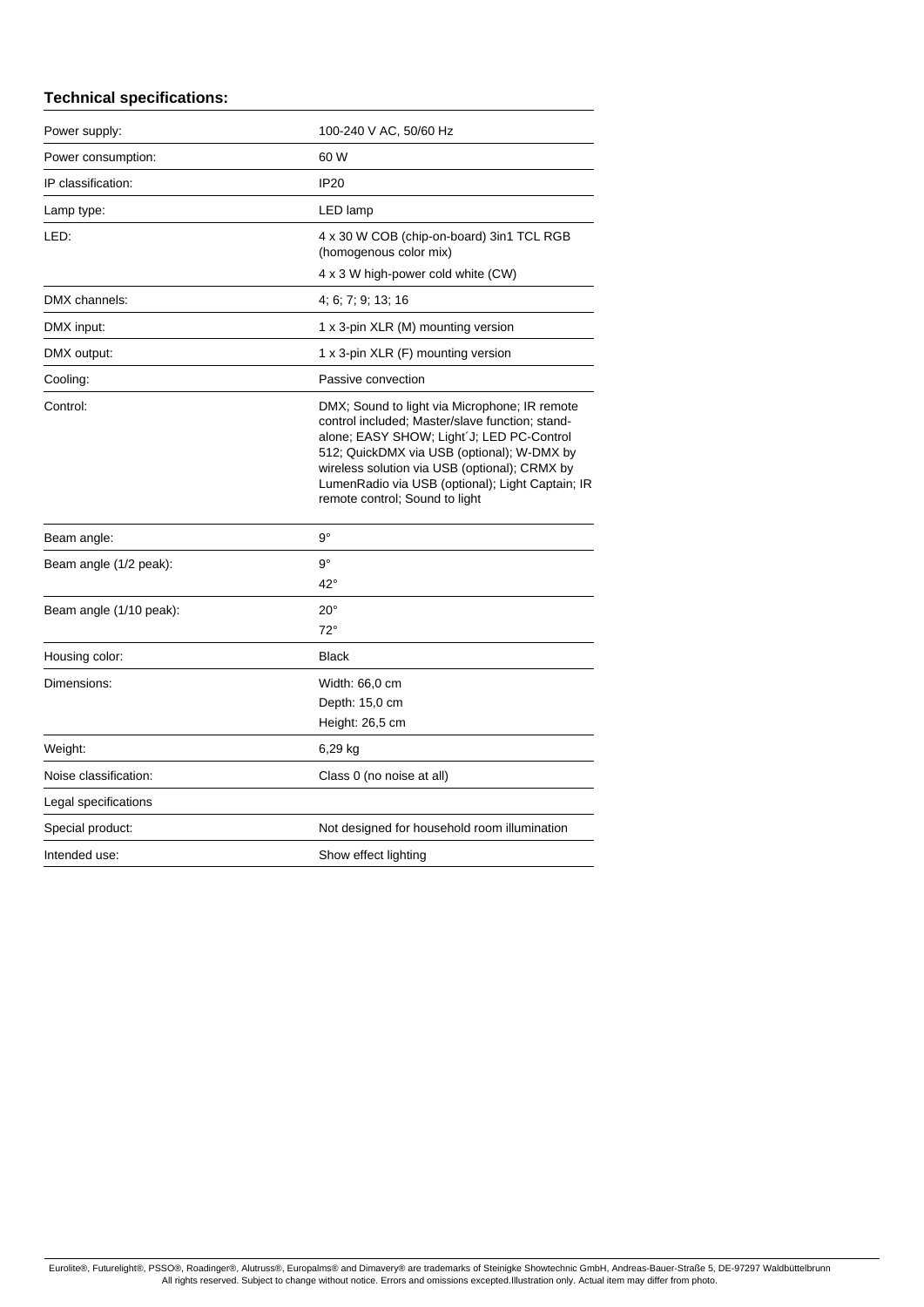### Technical specifications:

| | |
|---|---|
| Power supply: | 100-240 V AC, 50/60 Hz |
| Power consumption: | 60 W |
| IP classification: | IP20 |
| Lamp type: | LED lamp |
| LED: | 4 x 30 W COB (chip-on-board) 3in1 TCL RGB (homogenous color mix)<br>4 x 3 W high-power cold white (CW) |
| DMX channels: | 4; 6; 7; 9; 13; 16 |
| DMX input: | 1 x 3-pin XLR (M) mounting version |
| DMX output: | 1 x 3-pin XLR (F) mounting version |
| Cooling: | Passive convection |
| Control: | DMX; Sound to light via Microphone; IR remote control included; Master/slave function; stand-alone; EASY SHOW; Light´J; LED PC-Control 512; QuickDMX via USB (optional); W-DMX by wireless solution via USB (optional); CRMX by LumenRadio via USB (optional); Light Captain; IR remote control; Sound to light |
| Beam angle: | 9° |
| Beam angle (1/2 peak): | 9°<br>42° |
| Beam angle (1/10 peak): | 20°<br>72° |
| Housing color: | Black |
| Dimensions: | Width: 66,0 cm<br>Depth: 15,0 cm<br>Height: 26,5 cm |
| Weight: | 6,29 kg |
| Noise classification: | Class 0 (no noise at all) |
| Legal specifications | |
| Special product: | Not designed for household room illumination |
| Intended use: | Show effect lighting |

Eurolite®, Futurelight®, PSSO®, Roadinger®, Alutruss®, Europalms® and Dimavery® are trademarks of Steinigke Showtechnic GmbH, Andreas-Bauer-Straße 5, DE-97297 Waldbüttelbrunn
All rights reserved. Subject to change without notice. Errors and omissions excepted.Illustration only. Actual item may differ from photo.